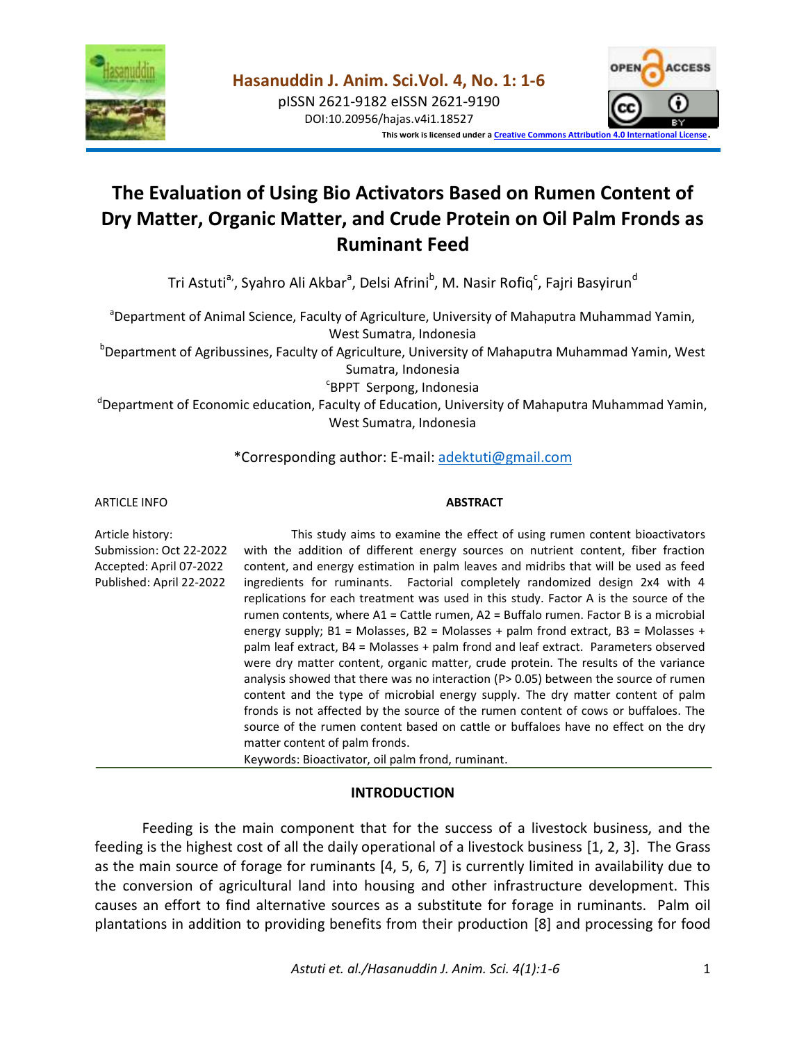pISSN 2621-9182 eISSN 2621-9190

DOI:10.20956/hajas.v4i1.18527

This work is licensed under a Creative Commons Attribution 4.0 International License.

# The Evaluation of Using Bio Activators Based on Rumen Content of Dry Matter, Organic Matter, and Crude Protein on Oil Palm Fronds as Ruminant Feed

Tri Astuti[a], Syahro Ali Akbar[a], Delsi Afrini[b], M. Nasir Rofiq[c], Fajri Basyirun[d]

[a]Department of Animal Science, Faculty of Agriculture, University of Mahaputra Muhammad Yamin, West Sumatra, Indonesia

[b]Department of Agribussines, Faculty of Agriculture, University of Mahaputra Muhammad Yamin, West Sumatra, Indonesia

[c]BPPT Serpong, Indonesia

[d]Department of Economic education, Faculty of Education, University of Mahaputra Muhammad Yamin, West Sumatra, Indonesia

*Corresponding author: E-mail: adektuti@gmail.com

ARTICLE INFO

Article history:
Submission: Oct 22-2022
Accepted: April 07-2022
Published: April 22-2022

**ABSTRACT**

This study aims to examine the effect of using rumen content bioactivators with the addition of different energy sources on nutrient content, fiber fraction content, and energy estimation in palm leaves and midribs that will be used as feed ingredients for ruminants. Factorial completely randomized design 2x4 with 4 replications for each treatment was used in this study. Factor A is the source of the rumen contents, where A1 = Cattle rumen, A2 = Buffalo rumen. Factor B is a microbial energy supply; B1 = Molasses, B2 = Molasses + palm frond extract, B3 = Molasses + palm leaf extract, B4 = Molasses + palm frond and leaf extract. Parameters observed were dry matter content, organic matter, crude protein. The results of the variance analysis showed that there was no interaction ($P > 0.05$) between the source of rumen content and the type of microbial energy supply. The dry matter content of palm fronds is not affected by the source of the rumen content of cows or buffaloes. The source of the rumen content based on cattle or buffaloes have no effect on the dry matter content of palm fronds.

Keywords: Bioactivator, oil palm frond, ruminant.

## INTRODUCTION

Feeding is the main component that for the success of a livestock business, and the feeding is the highest cost of all the daily operational of a livestock business [1, 2, 3]. The Grass as the main source of forage for ruminants [4, 5, 6, 7] is currently limited in availability due to the conversion of agricultural land into housing and other infrastructure development. This causes an effort to find alternative sources as a substitute for forage in ruminants. Palm oil plantations in addition to providing benefits from their production [8] and processing for food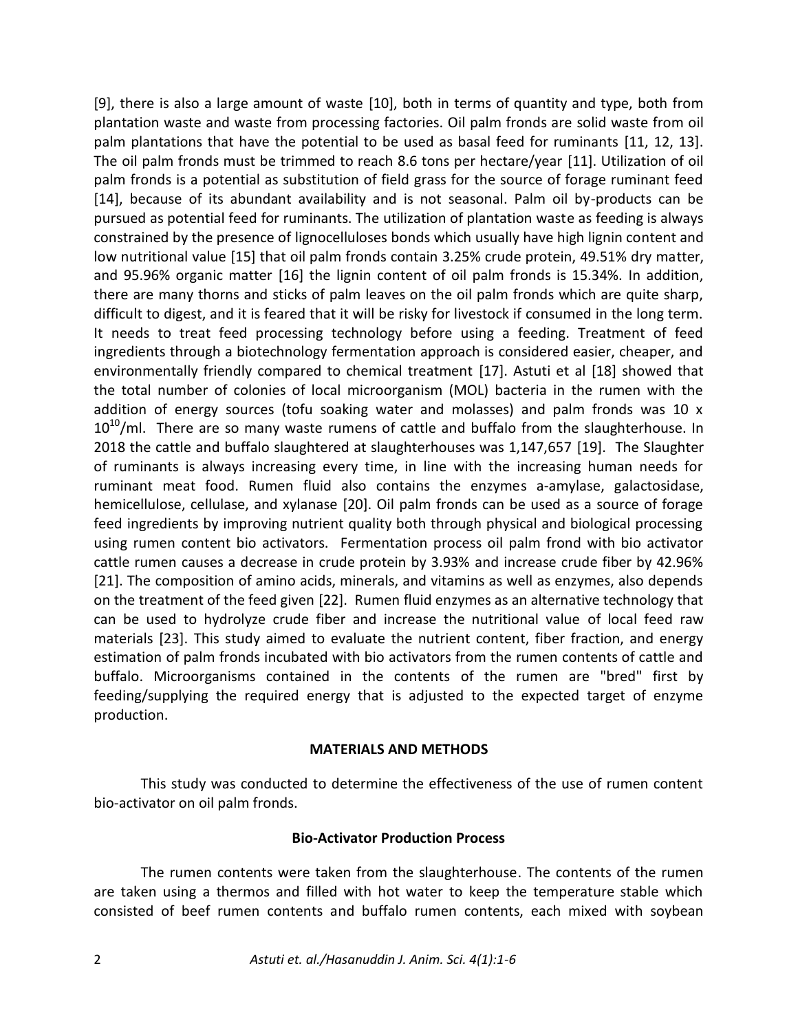[9], there is also a large amount of waste [10], both in terms of quantity and type, both from plantation waste and waste from processing factories. Oil palm fronds are solid waste from oil palm plantations that have the potential to be used as basal feed for ruminants [11, 12, 13]. The oil palm fronds must be trimmed to reach 8.6 tons per hectare/year [11]. Utilization of oil palm fronds is a potential as substitution of field grass for the source of forage ruminant feed [14], because of its abundant availability and is not seasonal. Palm oil by-products can be pursued as potential feed for ruminants. The utilization of plantation waste as feeding is always constrained by the presence of lignocelluloses bonds which usually have high lignin content and low nutritional value [15] that oil palm fronds contain 3.25% crude protein, 49.51% dry matter, and 95.96% organic matter [16] the lignin content of oil palm fronds is 15.34%. In addition, there are many thorns and sticks of palm leaves on the oil palm fronds which are quite sharp, difficult to digest, and it is feared that it will be risky for livestock if consumed in the long term. It needs to treat feed processing technology before using a feeding. Treatment of feed ingredients through a biotechnology fermentation approach is considered easier, cheaper, and environmentally friendly compared to chemical treatment [17]. Astuti et al [18] showed that the total number of colonies of local microorganism (MOL) bacteria in the rumen with the addition of energy sources (tofu soaking water and molasses) and palm fronds was 10 x $10^{10}$/ml. There are so many waste rumens of cattle and buffalo from the slaughterhouse. In 2018 the cattle and buffalo slaughtered at slaughterhouses was 1,147,657 [19]. The Slaughter of ruminants is always increasing every time, in line with the increasing human needs for ruminant meat food. Rumen fluid also contains the enzymes a-amylase, galactosidase, hemicellulose, cellulase, and xylanase [20]. Oil palm fronds can be used as a source of forage feed ingredients by improving nutrient quality both through physical and biological processing using rumen content bio activators. Fermentation process oil palm frond with bio activator cattle rumen causes a decrease in crude protein by 3.93% and increase crude fiber by 42.96% [21]. The composition of amino acids, minerals, and vitamins as well as enzymes, also depends on the treatment of the feed given [22]. Rumen fluid enzymes as an alternative technology that can be used to hydrolyze crude fiber and increase the nutritional value of local feed raw materials [23]. This study aimed to evaluate the nutrient content, fiber fraction, and energy estimation of palm fronds incubated with bio activators from the rumen contents of cattle and buffalo. Microorganisms contained in the contents of the rumen are "bred" first by feeding/supplying the required energy that is adjusted to the expected target of enzyme production.

## MATERIALS AND METHODS

This study was conducted to determine the effectiveness of the use of rumen content bio-activator on oil palm fronds.

### Bio-Activator Production Process

The rumen contents were taken from the slaughterhouse. The contents of the rumen are taken using a thermos and filled with hot water to keep the temperature stable which consisted of beef rumen contents and buffalo rumen contents, each mixed with soybean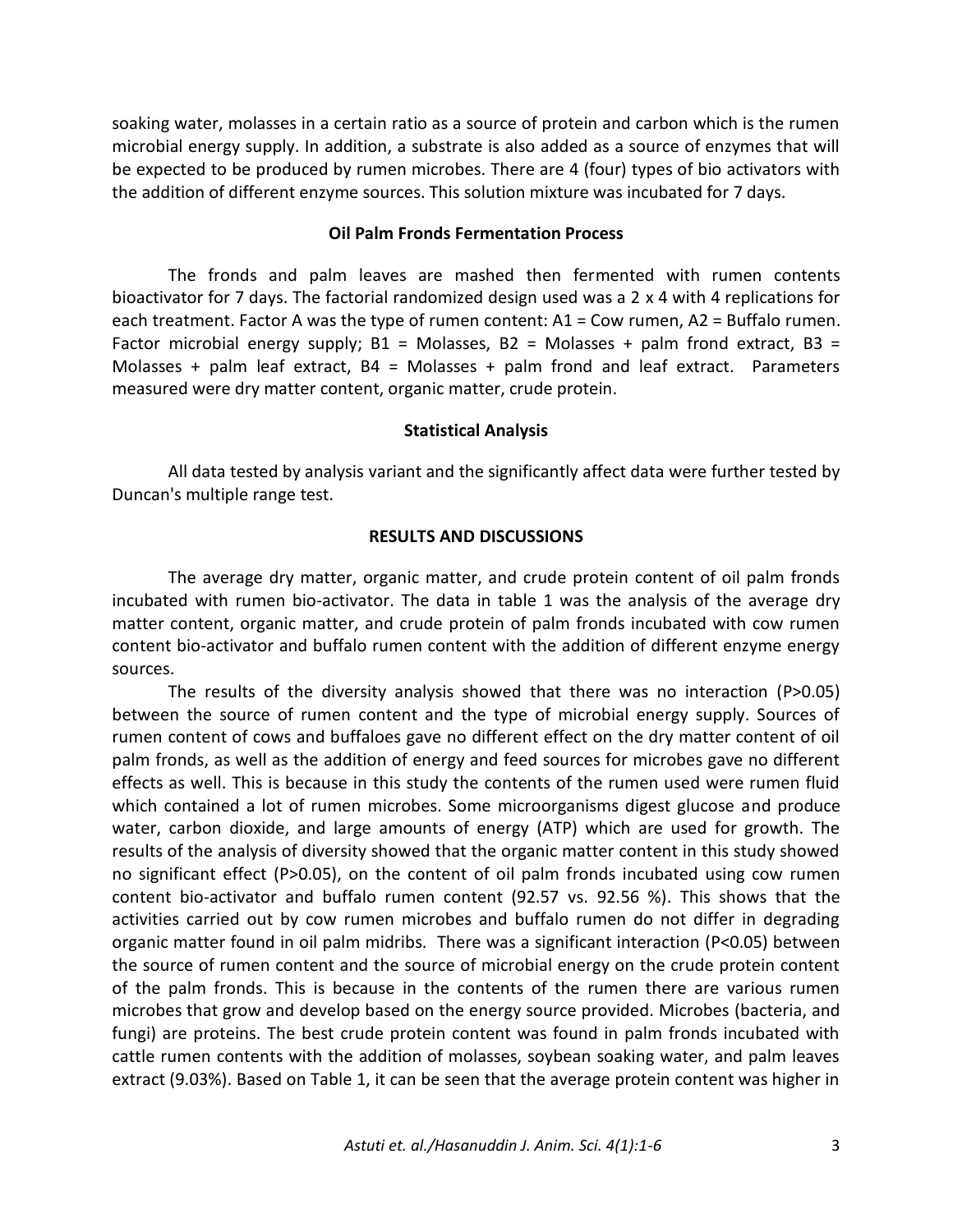soaking water, molasses in a certain ratio as a source of protein and carbon which is the rumen microbial energy supply. In addition, a substrate is also added as a source of enzymes that will be expected to be produced by rumen microbes. There are 4 (four) types of bio activators with the addition of different enzyme sources. This solution mixture was incubated for 7 days.

### Oil Palm Fronds Fermentation Process

The fronds and palm leaves are mashed then fermented with rumen contents bioactivator for 7 days. The factorial randomized design used was a 2 x 4 with 4 replications for each treatment. Factor A was the type of rumen content: A1 = Cow rumen, A2 = Buffalo rumen. Factor microbial energy supply; B1 = Molasses, B2 = Molasses + palm frond extract, B3 = Molasses + palm leaf extract, B4 = Molasses + palm frond and leaf extract. Parameters measured were dry matter content, organic matter, crude protein.

### Statistical Analysis

All data tested by analysis variant and the significantly affect data were further tested by Duncan's multiple range test.

## RESULTS AND DISCUSSIONS

The average dry matter, organic matter, and crude protein content of oil palm fronds incubated with rumen bio-activator. The data in table 1 was the analysis of the average dry matter content, organic matter, and crude protein of palm fronds incubated with cow rumen content bio-activator and buffalo rumen content with the addition of different enzyme energy sources.

The results of the diversity analysis showed that there was no interaction ($P>0.05$) between the source of rumen content and the type of microbial energy supply. Sources of rumen content of cows and buffaloes gave no different effect on the dry matter content of oil palm fronds, as well as the addition of energy and feed sources for microbes gave no different effects as well. This is because in this study the contents of the rumen used were rumen fluid which contained a lot of rumen microbes. Some microorganisms digest glucose and produce water, carbon dioxide, and large amounts of energy (ATP) which are used for growth. The results of the analysis of diversity showed that the organic matter content in this study showed no significant effect ($P>0.05$), on the content of oil palm fronds incubated using cow rumen content bio-activator and buffalo rumen content (92.57 vs. 92.56 %). This shows that the activities carried out by cow rumen microbes and buffalo rumen do not differ in degrading organic matter found in oil palm midribs. There was a significant interaction ($P<0.05$) between the source of rumen content and the source of microbial energy on the crude protein content of the palm fronds. This is because in the contents of the rumen there are various rumen microbes that grow and develop based on the energy source provided. Microbes (bacteria, and fungi) are proteins. The best crude protein content was found in palm fronds incubated with cattle rumen contents with the addition of molasses, soybean soaking water, and palm leaves extract (9.03%). Based on Table 1, it can be seen that the average protein content was higher in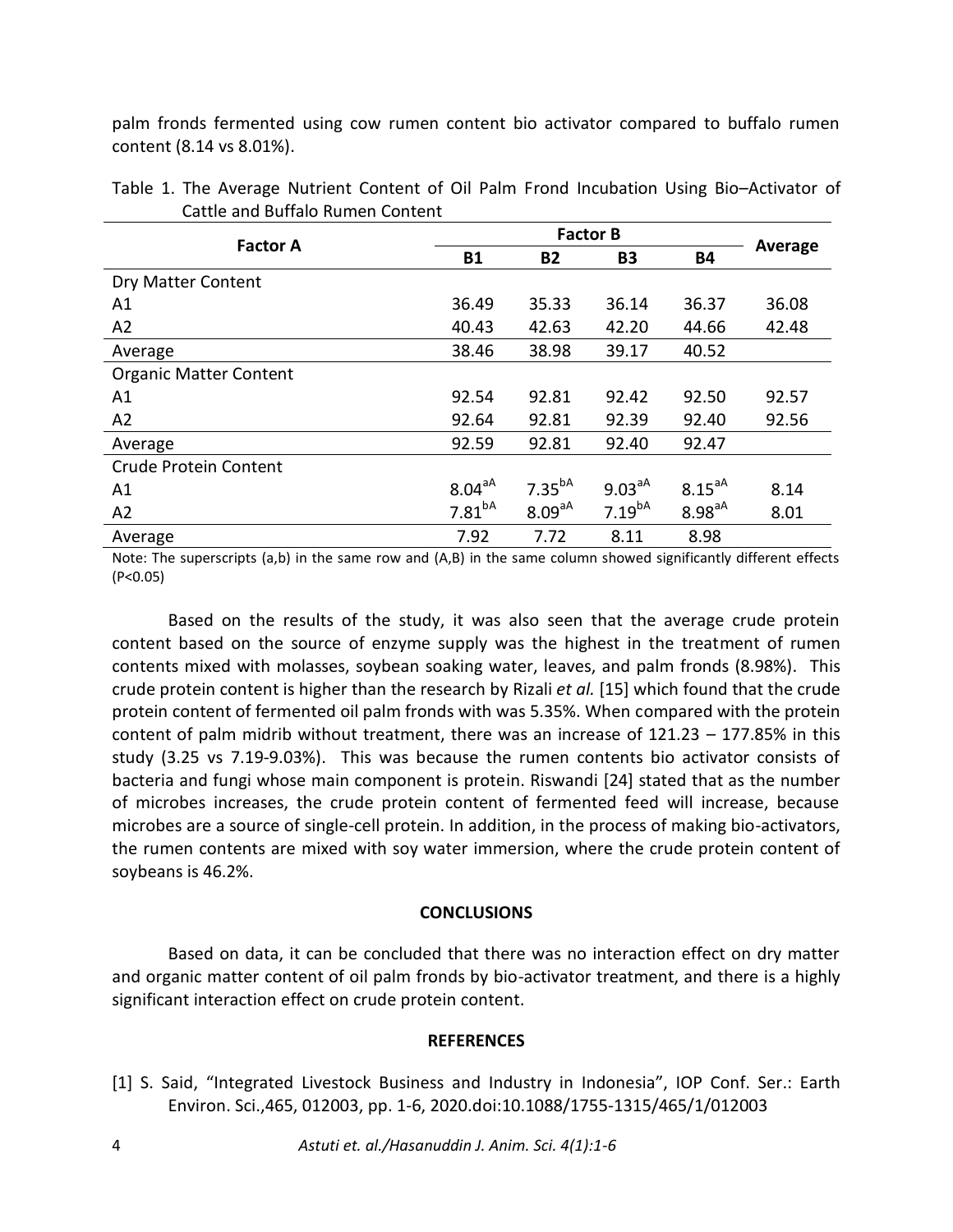palm fronds fermented using cow rumen content bio activator compared to buffalo rumen content (8.14 vs 8.01%).

Table 1. The Average Nutrient Content of Oil Palm Frond Incubation Using Bio–Activator of Cattle and Buffalo Rumen Content

| Factor A | Factor B | | | | Average |
|---|---|---|---|---|---|
| | B1 | B2 | B3 | B4 | |
| Dry Matter Content | | | | | |
| A1 | 36.49 | 35.33 | 36.14 | 36.37 | 36.08 |
| A2 | 40.43 | 42.63 | 42.20 | 44.66 | 42.48 |
| Average | 38.46 | 38.98 | 39.17 | 40.52 | |
| Organic Matter Content | | | | | |
| A1 | 92.54 | 92.81 | 92.42 | 92.50 | 92.57 |
| A2 | 92.64 | 92.81 | 92.39 | 92.40 | 92.56 |
| Average | 92.59 | 92.81 | 92.40 | 92.47 | |
| Crude Protein Content | | | | | |
| A1 | $8.04^{aA}$ | $7.35^{bA}$ | $9.03^{aA}$ | $8.15^{aA}$ | 8.14 |
| A2 | $7.81^{bA}$ | $8.09^{aA}$ | $7.19^{bA}$ | $8.98^{aA}$ | 8.01 |
| Average | 7.92 | 7.72 | 8.11 | 8.98 | |

Note: The superscripts (a,b) in the same row and (A,B) in the same column showed significantly different effects ($P<0.05$)

Based on the results of the study, it was also seen that the average crude protein content based on the source of enzyme supply was the highest in the treatment of rumen contents mixed with molasses, soybean soaking water, leaves, and palm fronds (8.98%). This crude protein content is higher than the research by Rizali *et al.* [15] which found that the crude protein content of fermented oil palm fronds with was 5.35%. When compared with the protein content of palm midrib without treatment, there was an increase of 121.23 – 177.85% in this study (3.25 vs 7.19-9.03%). This was because the rumen contents bio activator consists of bacteria and fungi whose main component is protein. Riswandi [24] stated that as the number of microbes increases, the crude protein content of fermented feed will increase, because microbes are a source of single-cell protein. In addition, in the process of making bio-activators, the rumen contents are mixed with soy water immersion, where the crude protein content of soybeans is 46.2%.

## CONCLUSIONS

Based on data, it can be concluded that there was no interaction effect on dry matter and organic matter content of oil palm fronds by bio-activator treatment, and there is a highly significant interaction effect on crude protein content.

## REFERENCES

[1] S. Said, "Integrated Livestock Business and Industry in Indonesia", IOP Conf. Ser.: Earth Environ. Sci.,465, 012003, pp. 1-6, 2020.doi:10.1088/1755-1315/465/1/012003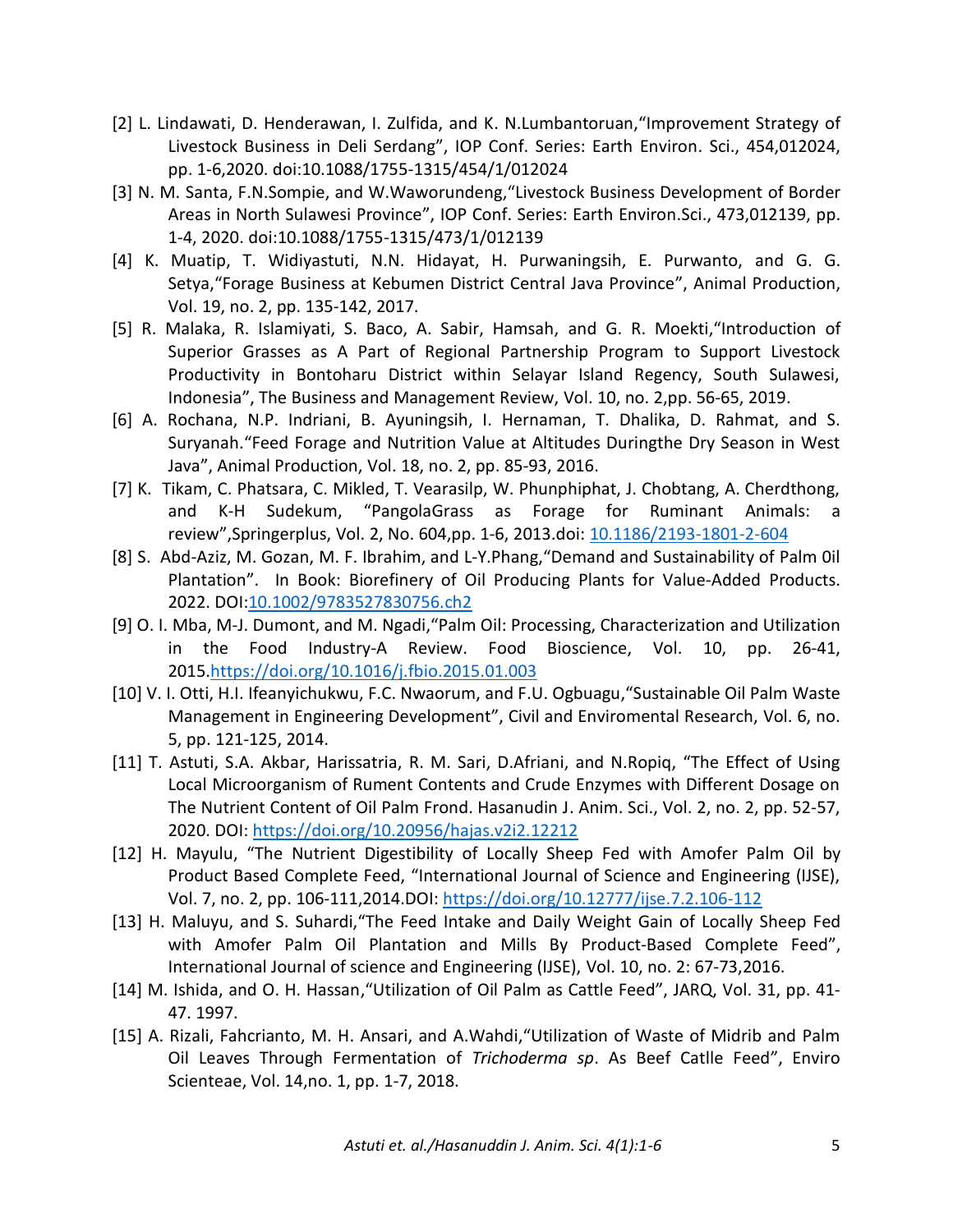[2] L. Lindawati, D. Henderawan, I. Zulfida, and K. N.Lumbantoruan,“Improvement Strategy of Livestock Business in Deli Serdang”, IOP Conf. Series: Earth Environ. Sci., 454,012024, pp. 1-6,2020. doi:10.1088/1755-1315/454/1/012024

[3] N. M. Santa, F.N.Sompie, and W.Waworundeng,“Livestock Business Development of Border Areas in North Sulawesi Province”, IOP Conf. Series: Earth Environ.Sci., 473,012139, pp. 1-4, 2020. doi:10.1088/1755-1315/473/1/012139

[4] K. Muatip, T. Widiyastuti, N.N. Hidayat, H. Purwaningsih, E. Purwanto, and G. G. Setya,“Forage Business at Kebumen District Central Java Province”, Animal Production, Vol. 19, no. 2, pp. 135-142, 2017.

[5] R. Malaka, R. Islamiyati, S. Baco, A. Sabir, Hamsah, and G. R. Moekti,“Introduction of Superior Grasses as A Part of Regional Partnership Program to Support Livestock Productivity in Bontoharu District within Selayar Island Regency, South Sulawesi, Indonesia”, The Business and Management Review, Vol. 10, no. 2,pp. 56-65, 2019.

[6] A. Rochana, N.P. Indriani, B. Ayuningsih, I. Hernaman, T. Dhalika, D. Rahmat, and S. Suryanah.“Feed Forage and Nutrition Value at Altitudes Duringthe Dry Season in West Java”, Animal Production, Vol. 18, no. 2, pp. 85-93, 2016.

[7] K. Tikam, C. Phatsara, C. Mikled, T. Vearasilp, W. Phunphiphat, J. Chobtang, A. Cherdthong, and K-H Sudekum, “PangolaGrass as Forage for Ruminant Animals: a review”,Springerplus, Vol. 2, No. 604,pp. 1-6, 2013.doi: 10.1186/2193-1801-2-604

[8] S. Abd-Aziz, M. Gozan, M. F. Ibrahim, and L-Y.Phang,“Demand and Sustainability of Palm 0il Plantation”. In Book: Biorefinery of Oil Producing Plants for Value-Added Products. 2022. DOI:10.1002/9783527830756.ch2

[9] O. I. Mba, M-J. Dumont, and M. Ngadi,“Palm Oil: Processing, Characterization and Utilization in the Food Industry-A Review. Food Bioscience, Vol. 10, pp. 26-41, 2015.https://doi.org/10.1016/j.fbio.2015.01.003

[10] V. I. Otti, H.I. Ifeanyichukwu, F.C. Nwaorum, and F.U. Ogbuagu,“Sustainable Oil Palm Waste Management in Engineering Development”, Civil and Enviromental Research, Vol. 6, no. 5, pp. 121-125, 2014.

[11] T. Astuti, S.A. Akbar, Harissatria, R. M. Sari, D.Afriani, and N.Ropiq, “The Effect of Using Local Microorganism of Rument Contents and Crude Enzymes with Different Dosage on The Nutrient Content of Oil Palm Frond. Hasanudin J. Anim. Sci., Vol. 2, no. 2, pp. 52-57, 2020. DOI: https://doi.org/10.20956/hajas.v2i2.12212

[12] H. Mayulu, “The Nutrient Digestibility of Locally Sheep Fed with Amofer Palm Oil by Product Based Complete Feed, “International Journal of Science and Engineering (IJSE), Vol. 7, no. 2, pp. 106-111,2014.DOI: https://doi.org/10.12777/ijse.7.2.106-112

[13] H. Maluyu, and S. Suhardi,“The Feed Intake and Daily Weight Gain of Locally Sheep Fed with Amofer Palm Oil Plantation and Mills By Product-Based Complete Feed”, International Journal of science and Engineering (IJSE), Vol. 10, no. 2: 67-73,2016.

[14] M. Ishida, and O. H. Hassan,“Utilization of Oil Palm as Cattle Feed”, JARQ, Vol. 31, pp. 41-47. 1997.

[15] A. Rizali, Fahcrianto, M. H. Ansari, and A.Wahdi,“Utilization of Waste of Midrib and Palm Oil Leaves Through Fermentation of *Trichoderma sp*. As Beef Catlle Feed”, Enviro Scienteae, Vol. 14,no. 1, pp. 1-7, 2018.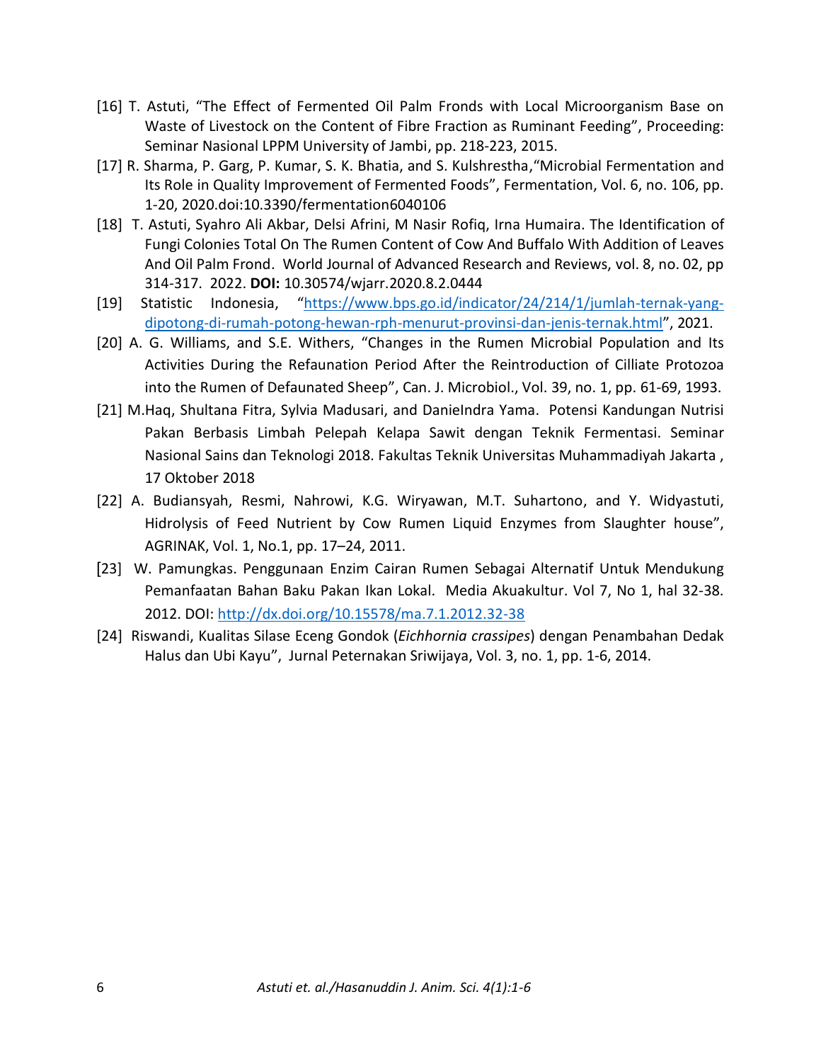[16] T. Astuti, "The Effect of Fermented Oil Palm Fronds with Local Microorganism Base on Waste of Livestock on the Content of Fibre Fraction as Ruminant Feeding", Proceeding: Seminar Nasional LPPM University of Jambi, pp. 218-223, 2015.

[17] R. Sharma, P. Garg, P. Kumar, S. K. Bhatia, and S. Kulshrestha,"Microbial Fermentation and Its Role in Quality Improvement of Fermented Foods", Fermentation, Vol. 6, no. 106, pp. 1-20, 2020.doi:10.3390/fermentation6040106

[18] T. Astuti, Syahro Ali Akbar, Delsi Afrini, M Nasir Rofiq, Irna Humaira. The Identification of Fungi Colonies Total On The Rumen Content of Cow And Buffalo With Addition of Leaves And Oil Palm Frond. World Journal of Advanced Research and Reviews, vol. 8, no. 02, pp 314-317. 2022. **DOI:** 10.30574/wjarr.2020.8.2.0444

[19] Statistic Indonesia, "[https://www.bps.go.id/indicator/24/214/1/jumlah-ternak-yang-dipotong-di-rumah-potong-hewan-rph-menurut-provinsi-dan-jenis-ternak.html](https://www.bps.go.id/indicator/24/214/1/jumlah-ternak-yang-dipotong-di-rumah-potong-hewan-rph-menurut-provinsi-dan-jenis-ternak.html)", 2021.

[20] A. G. Williams, and S.E. Withers, "Changes in the Rumen Microbial Population and Its Activities During the Refaunation Period After the Reintroduction of Cilliate Protozoa into the Rumen of Defaunated Sheep", Can. J. Microbiol., Vol. 39, no. 1, pp. 61-69, 1993.

[21] M.Haq, Shultana Fitra, Sylvia Madusari, and DanieIndra Yama. Potensi Kandungan Nutrisi Pakan Berbasis Limbah Pelepah Kelapa Sawit dengan Teknik Fermentasi. Seminar Nasional Sains dan Teknologi 2018. Fakultas Teknik Universitas Muhammadiyah Jakarta , 17 Oktober 2018

[22] A. Budiansyah, Resmi, Nahrowi, K.G. Wiryawan, M.T. Suhartono, and Y. Widyastuti, Hidrolysis of Feed Nutrient by Cow Rumen Liquid Enzymes from Slaughter house", AGRINAK, Vol. 1, No.1, pp. 17–24, 2011.

[23] W. Pamungkas. Penggunaan Enzim Cairan Rumen Sebagai Alternatif Untuk Mendukung Pemanfaatan Bahan Baku Pakan Ikan Lokal. Media Akuakultur. Vol 7, No 1, hal 32-38. 2012. DOI: [http://dx.doi.org/10.15578/ma.7.1.2012.32-38](http://dx.doi.org/10.15578/ma.7.1.2012.32-38)

[24] Riswandi, Kualitas Silase Eceng Gondok (*Eichhornia crassipes*) dengan Penambahan Dedak Halus dan Ubi Kayu", Jurnal Peternakan Sriwijaya, Vol. 3, no. 1, pp. 1-6, 2014.